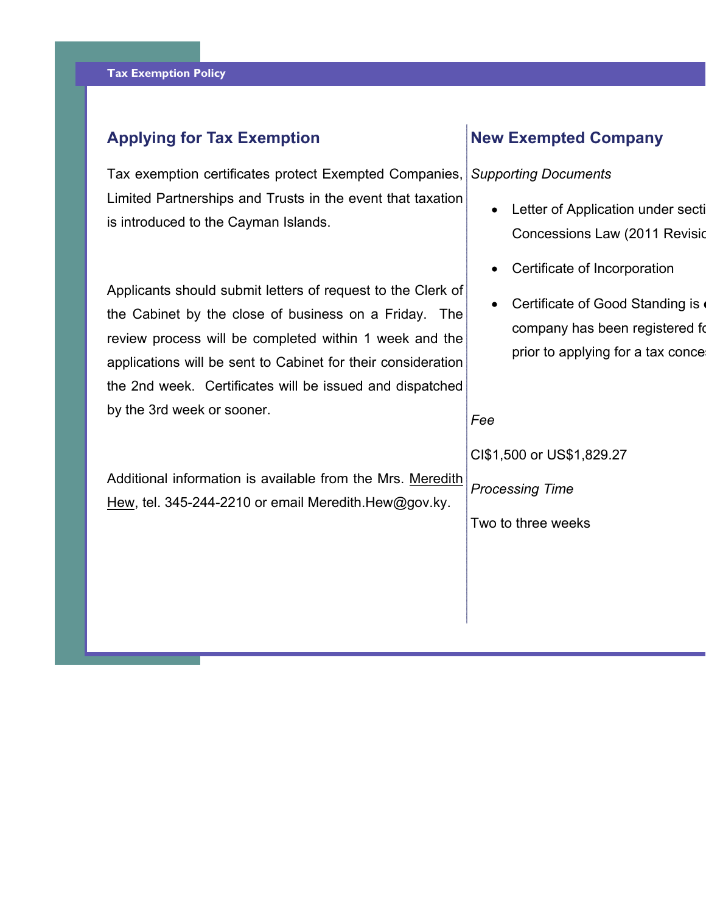## Applying for Tax Exemption

Tax exemption certificates protect Exempted Companies, Limited Partnerships and Trusts in the event that taxation is introduced to the Cayman Islands.

Applicants should submit letters of request to the Clerk of the Cabinet by the close of business on a Friday. The review process will be completed within 1 week and the applications will be sent to Cabinet for their consideration the 2nd week. Certificates will be issued and dispatched by the 3rd week or sooner.

Additional information is available from the Mrs. Meredith Hew, tel. 345-244-2210 or email Meredith.Hew@gov.ky.

## New Exempted Company

*Supporting Documents*

- Letter of Application under secti Concessions Law (2011 Revisio
- Certificate of Incorporation
- Certificate of Good Standing is company has been registered fo prior to applying for a tax conces

*Fee*

CI$1,500 or US$1,829.27

*Processing Time*

Two to three weeks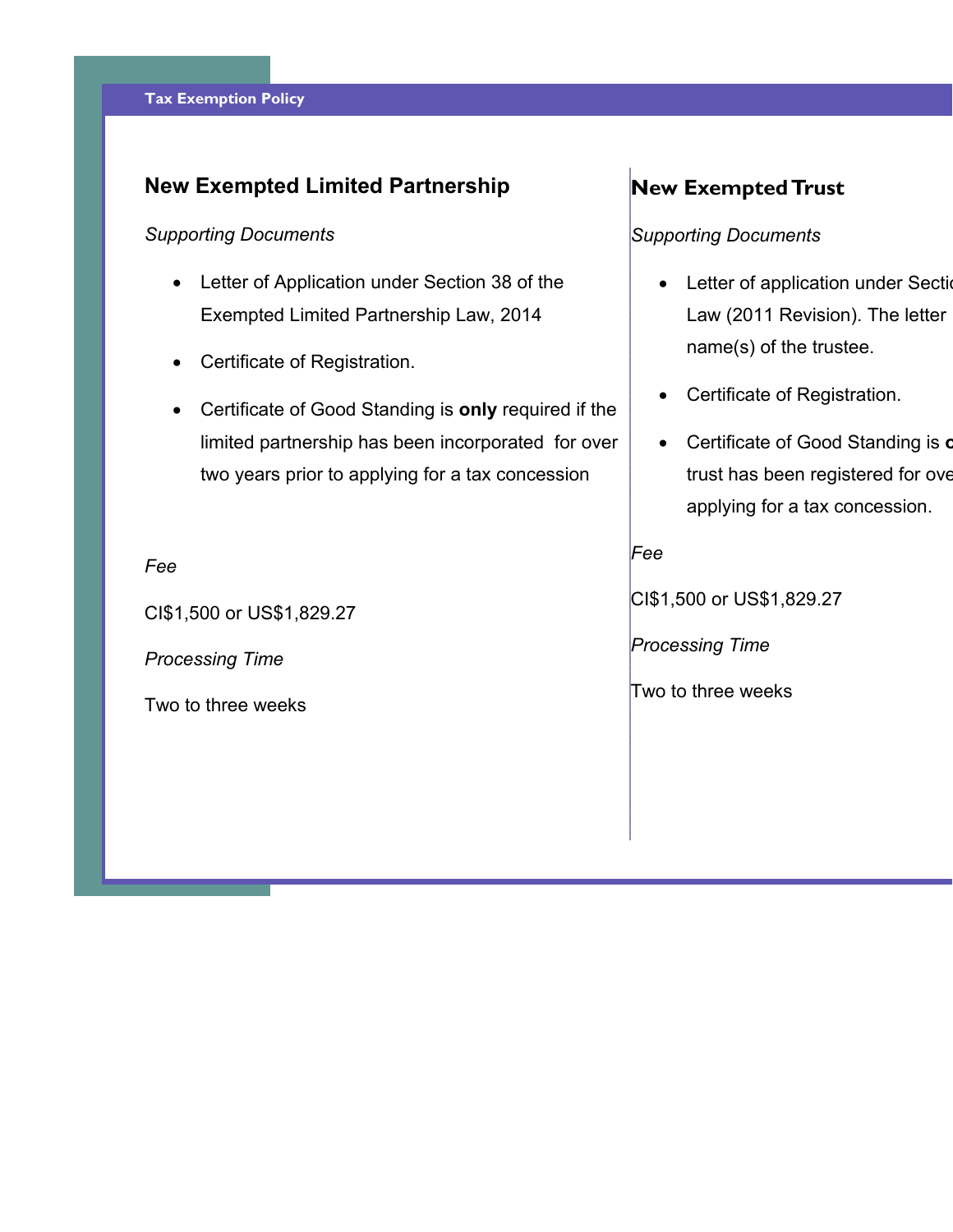## New Exempted Limited Partnership

*Supporting Documents*

- Letter of Application under Section 38 of the Exempted Limited Partnership Law, 2014
- Certificate of Registration.
- Certificate of Good Standing is **only** required if the limited partnership has been incorporated for over two years prior to applying for a tax concession

*Fee*

CI$1,500 or US$1,829.27

*Processing Time*

Two to three weeks

## New Exempted Trust

*Supporting Documents*

- Letter of application under Secti Law (2011 Revision). The letter name(s) of the trustee.
- Certificate of Registration.
- Certificate of Good Standing is **o** trust has been registered for ove applying for a tax concession.

*Fee*

CI$1,500 or US$1,829.27

*Processing Time*

Two to three weeks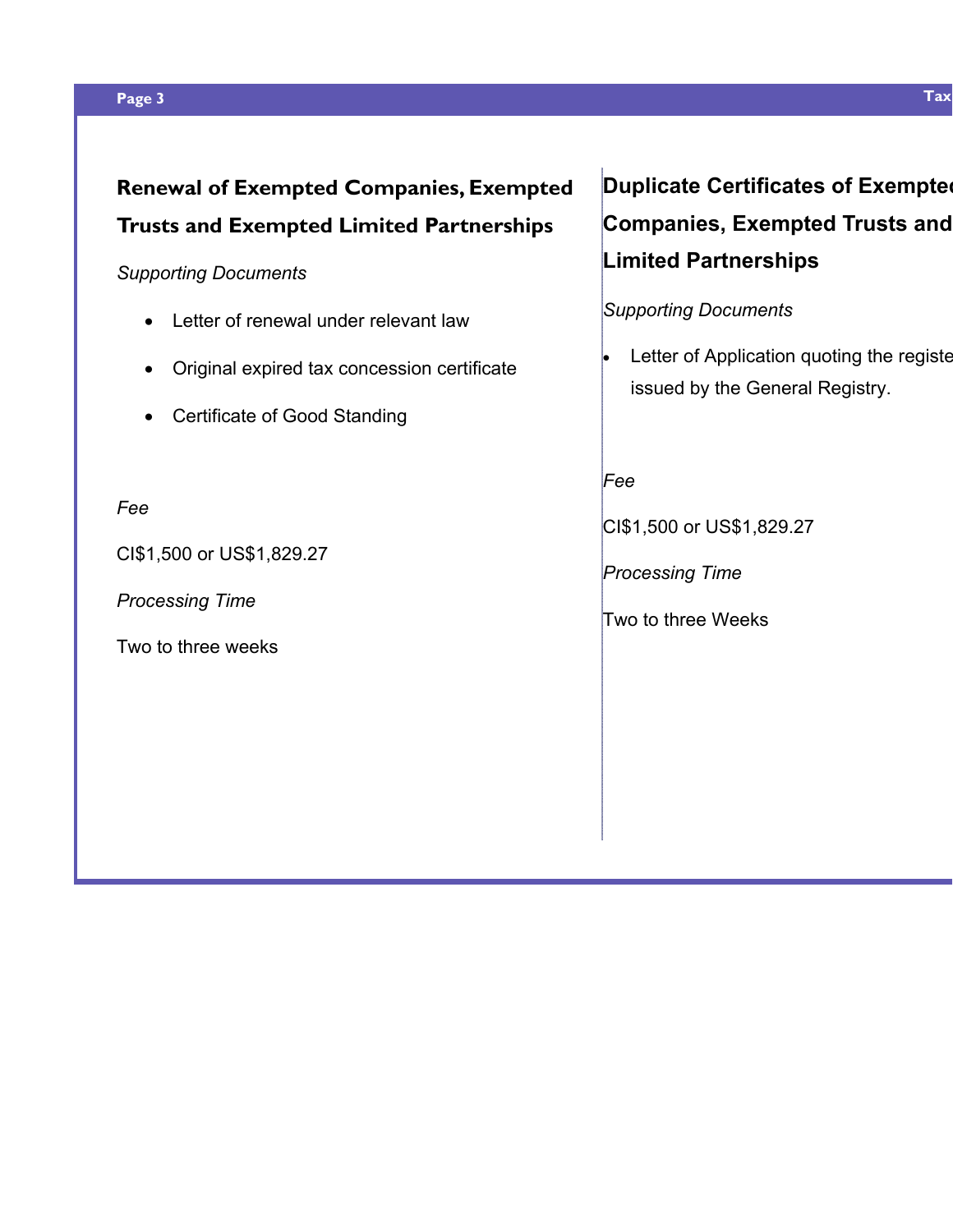## Renewal of Exempted Companies, Exempted Trusts and Exempted Limited Partnerships

*Supporting Documents*

- Letter of renewal under relevant law
- Original expired tax concession certificate
- Certificate of Good Standing

*Fee*

CI$1,500 or US$1,829.27

*Processing Time*

Two to three weeks

## Duplicate Certificates of Exempted Companies, Exempted Trusts and Limited Partnerships

*Supporting Documents*

- Letter of Application quoting the registe issued by the General Registry.

*Fee*

CI$1,500 or US$1,829.27

*Processing Time*

Two to three Weeks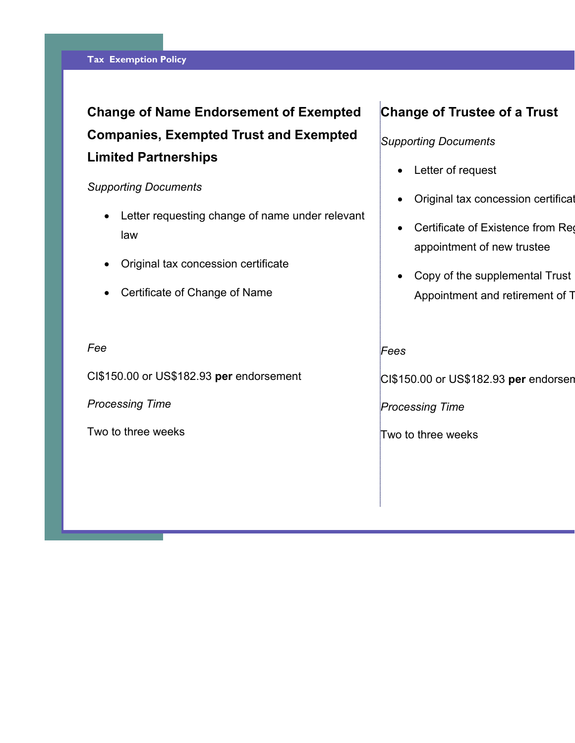## Change of Name Endorsement of Exempted Companies, Exempted Trust and Exempted Limited Partnerships

*Supporting Documents*

- Letter requesting change of name under relevant law
- Original tax concession certificate
- Certificate of Change of Name

*Fee*

CI$150.00 or US$182.93 **per** endorsement

*Processing Time*

Two to three weeks

## Change of Trustee of a Trust

*Supporting Documents*

- Letter of request
- Original tax concession certificat
- Certificate of Existence from Reg appointment of new trustee
- Copy of the supplemental Trust Appointment and retirement of T

*Fees*

CI$150.00 or US$182.93 **per** endorsen

*Processing Time*

Two to three weeks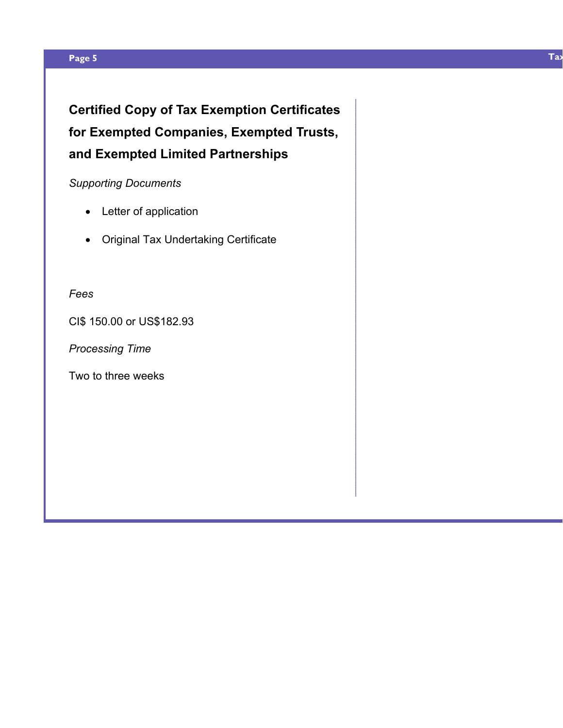## Certified Copy of Tax Exemption Certificates for Exempted Companies, Exempted Trusts, and Exempted Limited Partnerships

*Supporting Documents*

- Letter of application
- Original Tax Undertaking Certificate

*Fees*

CI$ 150.00 or US$182.93

*Processing Time*

Two to three weeks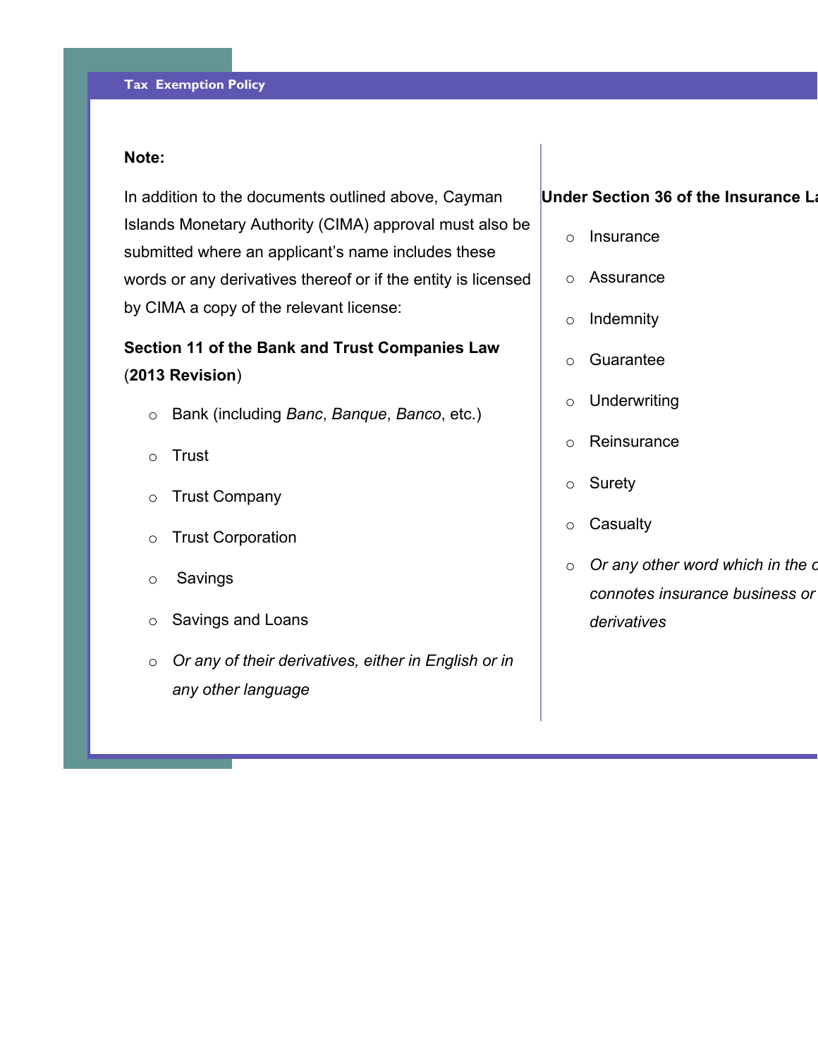**Note:**

In addition to the documents outlined above, Cayman Islands Monetary Authority (CIMA) approval must also be submitted where an applicant's name includes these words or any derivatives thereof or if the entity is licensed by CIMA a copy of the relevant license:

**Section 11 of the Bank and Trust Companies Law** (**2013 Revision**)

- Bank (including *Banc*, *Banque*, *Banco*, etc.)
- Trust
- Trust Company
- Trust Corporation
- Savings
- Savings and Loans
- *Or any of their derivatives, either in English or in any other language*

**Under Section 36 of the Insurance La**

- Insurance
- Assurance
- Indemnity
- Guarantee
- Underwriting
- Reinsurance
- Surety
- Casualty
- *Or any other word which in the c connotes insurance business or derivatives*